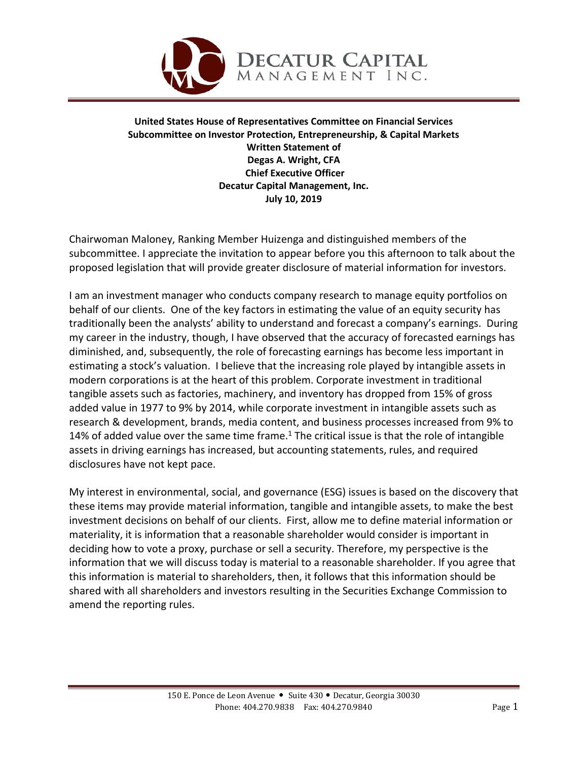**Decatur Capital Management Inc.**

**United States House of Representatives Committee on Financial Services**
**Subcommittee on Investor Protection, Entrepreneurship, & Capital Markets**
**Written Statement of**
**Degas A. Wright, CFA**
**Chief Executive Officer**
**Decatur Capital Management, Inc.**
**July 10, 2019**

Chairwoman Maloney, Ranking Member Huizenga and distinguished members of the subcommittee. I appreciate the invitation to appear before you this afternoon to talk about the proposed legislation that will provide greater disclosure of material information for investors.

I am an investment manager who conducts company research to manage equity portfolios on behalf of our clients. One of the key factors in estimating the value of an equity security has traditionally been the analysts' ability to understand and forecast a company's earnings. During my career in the industry, though, I have observed that the accuracy of forecasted earnings has diminished, and, subsequently, the role of forecasting earnings has become less important in estimating a stock's valuation. I believe that the increasing role played by intangible assets in modern corporations is at the heart of this problem. Corporate investment in traditional tangible assets such as factories, machinery, and inventory has dropped from 15% of gross added value in 1977 to 9% by 2014, while corporate investment in intangible assets such as research & development, brands, media content, and business processes increased from 9% to 14% of added value over the same time frame.[1] The critical issue is that the role of intangible assets in driving earnings has increased, but accounting statements, rules, and required disclosures have not kept pace.

My interest in environmental, social, and governance (ESG) issues is based on the discovery that these items may provide material information, tangible and intangible assets, to make the best investment decisions on behalf of our clients. First, allow me to define material information or materiality, it is information that a reasonable shareholder would consider is important in deciding how to vote a proxy, purchase or sell a security. Therefore, my perspective is the information that we will discuss today is material to a reasonable shareholder. If you agree that this information is material to shareholders, then, it follows that this information should be shared with all shareholders and investors resulting in the Securities Exchange Commission to amend the reporting rules.

150 E. Ponce de Leon Avenue • Suite 430 • Decatur, Georgia 30030
Phone: 404.270.9838 Fax: 404.270.9840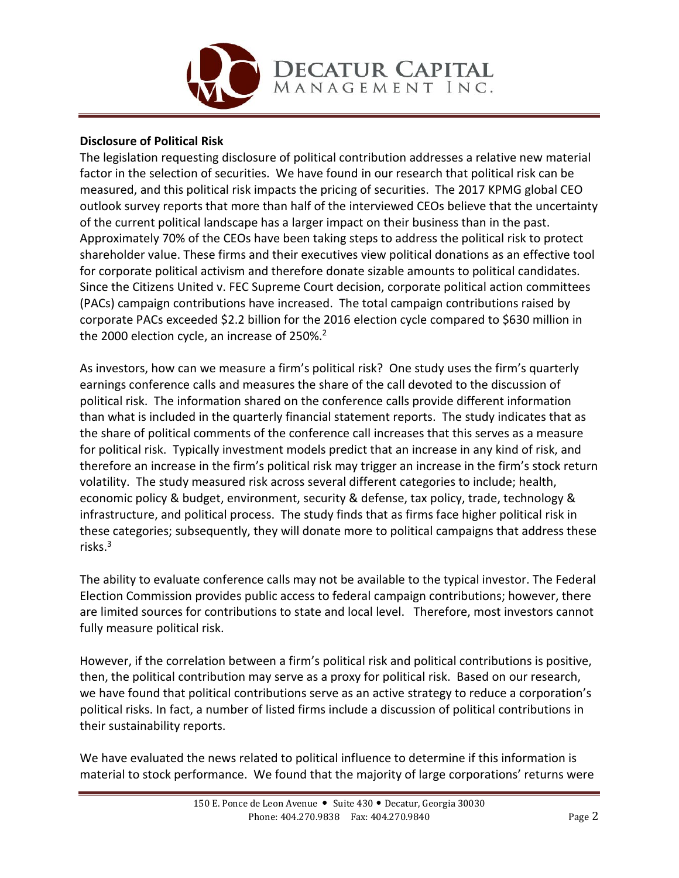**Disclosure of Political Risk**

The legislation requesting disclosure of political contribution addresses a relative new material factor in the selection of securities. We have found in our research that political risk can be measured, and this political risk impacts the pricing of securities. The 2017 KPMG global CEO outlook survey reports that more than half of the interviewed CEOs believe that the uncertainty of the current political landscape has a larger impact on their business than in the past. Approximately 70% of the CEOs have been taking steps to address the political risk to protect shareholder value. These firms and their executives view political donations as an effective tool for corporate political activism and therefore donate sizable amounts to political candidates. Since the Citizens United v. FEC Supreme Court decision, corporate political action committees (PACs) campaign contributions have increased. The total campaign contributions raised by corporate PACs exceeded $2.2 billion for the 2016 election cycle compared to $630 million in the 2000 election cycle, an increase of 250%.[2]

As investors, how can we measure a firm's political risk? One study uses the firm's quarterly earnings conference calls and measures the share of the call devoted to the discussion of political risk. The information shared on the conference calls provide different information than what is included in the quarterly financial statement reports. The study indicates that as the share of political comments of the conference call increases that this serves as a measure for political risk. Typically investment models predict that an increase in any kind of risk, and therefore an increase in the firm's political risk may trigger an increase in the firm's stock return volatility. The study measured risk across several different categories to include; health, economic policy & budget, environment, security & defense, tax policy, trade, technology & infrastructure, and political process. The study finds that as firms face higher political risk in these categories; subsequently, they will donate more to political campaigns that address these risks.[3]

The ability to evaluate conference calls may not be available to the typical investor. The Federal Election Commission provides public access to federal campaign contributions; however, there are limited sources for contributions to state and local level. Therefore, most investors cannot fully measure political risk.

However, if the correlation between a firm's political risk and political contributions is positive, then, the political contribution may serve as a proxy for political risk. Based on our research, we have found that political contributions serve as an active strategy to reduce a corporation's political risks. In fact, a number of listed firms include a discussion of political contributions in their sustainability reports.

We have evaluated the news related to political influence to determine if this information is material to stock performance. We found that the majority of large corporations' returns were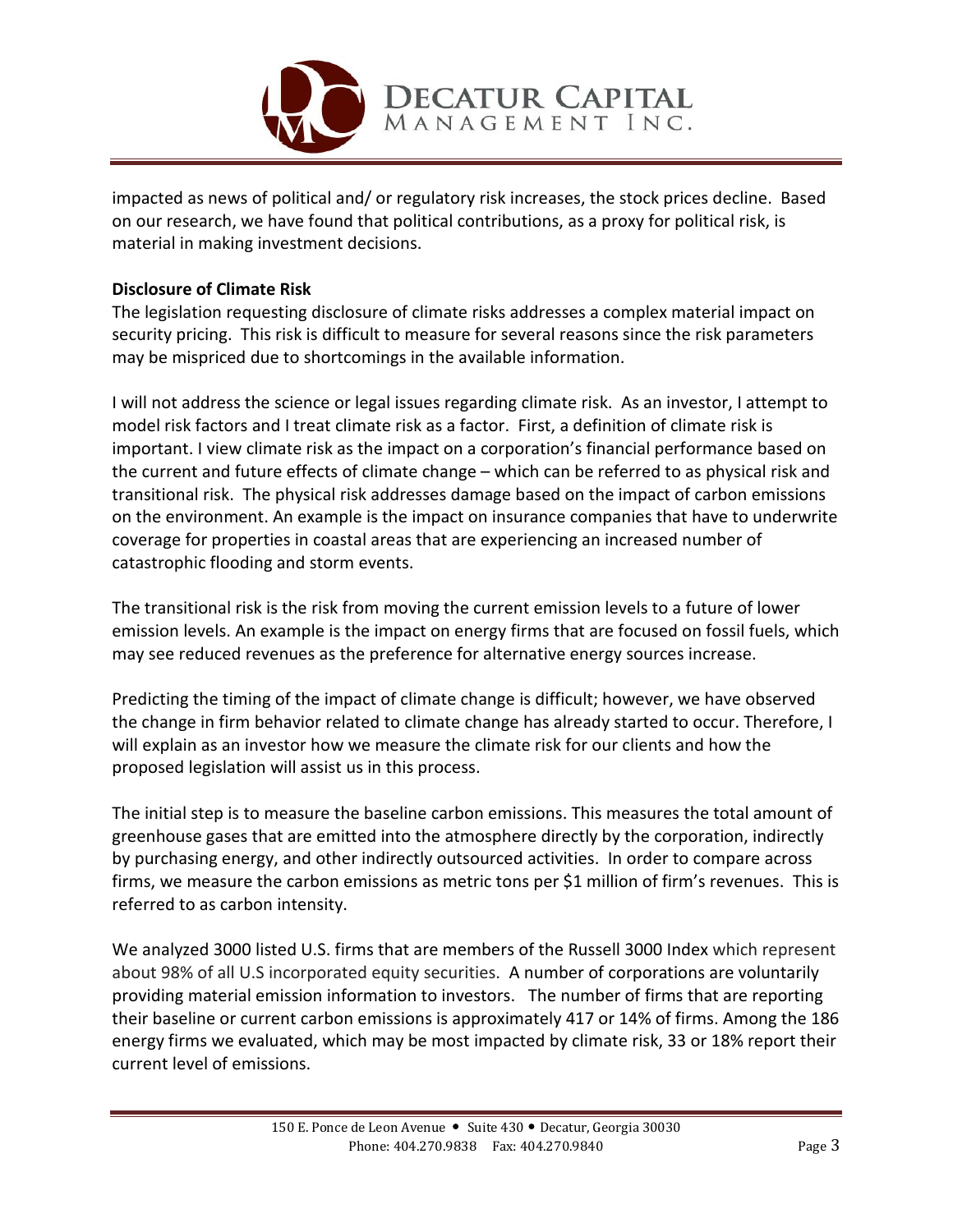impacted as news of political and/ or regulatory risk increases, the stock prices decline. Based on our research, we have found that political contributions, as a proxy for political risk, is material in making investment decisions.

**Disclosure of Climate Risk**

The legislation requesting disclosure of climate risks addresses a complex material impact on security pricing. This risk is difficult to measure for several reasons since the risk parameters may be mispriced due to shortcomings in the available information.

I will not address the science or legal issues regarding climate risk. As an investor, I attempt to model risk factors and I treat climate risk as a factor. First, a definition of climate risk is important. I view climate risk as the impact on a corporation's financial performance based on the current and future effects of climate change – which can be referred to as physical risk and transitional risk. The physical risk addresses damage based on the impact of carbon emissions on the environment. An example is the impact on insurance companies that have to underwrite coverage for properties in coastal areas that are experiencing an increased number of catastrophic flooding and storm events.

The transitional risk is the risk from moving the current emission levels to a future of lower emission levels. An example is the impact on energy firms that are focused on fossil fuels, which may see reduced revenues as the preference for alternative energy sources increase.

Predicting the timing of the impact of climate change is difficult; however, we have observed the change in firm behavior related to climate change has already started to occur. Therefore, I will explain as an investor how we measure the climate risk for our clients and how the proposed legislation will assist us in this process.

The initial step is to measure the baseline carbon emissions. This measures the total amount of greenhouse gases that are emitted into the atmosphere directly by the corporation, indirectly by purchasing energy, and other indirectly outsourced activities. In order to compare across firms, we measure the carbon emissions as metric tons per $1 million of firm's revenues. This is referred to as carbon intensity.

We analyzed 3000 listed U.S. firms that are members of the Russell 3000 Index which represent about 98% of all U.S incorporated equity securities. A number of corporations are voluntarily providing material emission information to investors. The number of firms that are reporting their baseline or current carbon emissions is approximately 417 or 14% of firms. Among the 186 energy firms we evaluated, which may be most impacted by climate risk, 33 or 18% report their current level of emissions.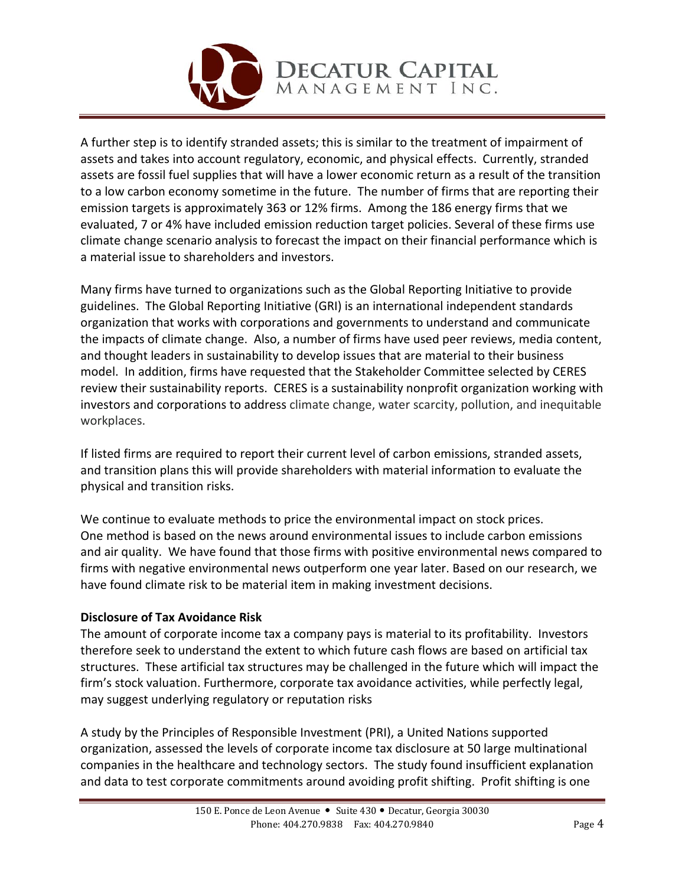A further step is to identify stranded assets; this is similar to the treatment of impairment of assets and takes into account regulatory, economic, and physical effects. Currently, stranded assets are fossil fuel supplies that will have a lower economic return as a result of the transition to a low carbon economy sometime in the future. The number of firms that are reporting their emission targets is approximately 363 or 12% firms. Among the 186 energy firms that we evaluated, 7 or 4% have included emission reduction target policies. Several of these firms use climate change scenario analysis to forecast the impact on their financial performance which is a material issue to shareholders and investors.

Many firms have turned to organizations such as the Global Reporting Initiative to provide guidelines. The Global Reporting Initiative (GRI) is an international independent standards organization that works with corporations and governments to understand and communicate the impacts of climate change. Also, a number of firms have used peer reviews, media content, and thought leaders in sustainability to develop issues that are material to their business model. In addition, firms have requested that the Stakeholder Committee selected by CERES review their sustainability reports. CERES is a sustainability nonprofit organization working with investors and corporations to address climate change, water scarcity, pollution, and inequitable workplaces.

If listed firms are required to report their current level of carbon emissions, stranded assets, and transition plans this will provide shareholders with material information to evaluate the physical and transition risks.

We continue to evaluate methods to price the environmental impact on stock prices. One method is based on the news around environmental issues to include carbon emissions and air quality. We have found that those firms with positive environmental news compared to firms with negative environmental news outperform one year later. Based on our research, we have found climate risk to be material item in making investment decisions.

**Disclosure of Tax Avoidance Risk**

The amount of corporate income tax a company pays is material to its profitability. Investors therefore seek to understand the extent to which future cash flows are based on artificial tax structures. These artificial tax structures may be challenged in the future which will impact the firm's stock valuation. Furthermore, corporate tax avoidance activities, while perfectly legal, may suggest underlying regulatory or reputation risks

A study by the Principles of Responsible Investment (PRI), a United Nations supported organization, assessed the levels of corporate income tax disclosure at 50 large multinational companies in the healthcare and technology sectors. The study found insufficient explanation and data to test corporate commitments around avoiding profit shifting. Profit shifting is one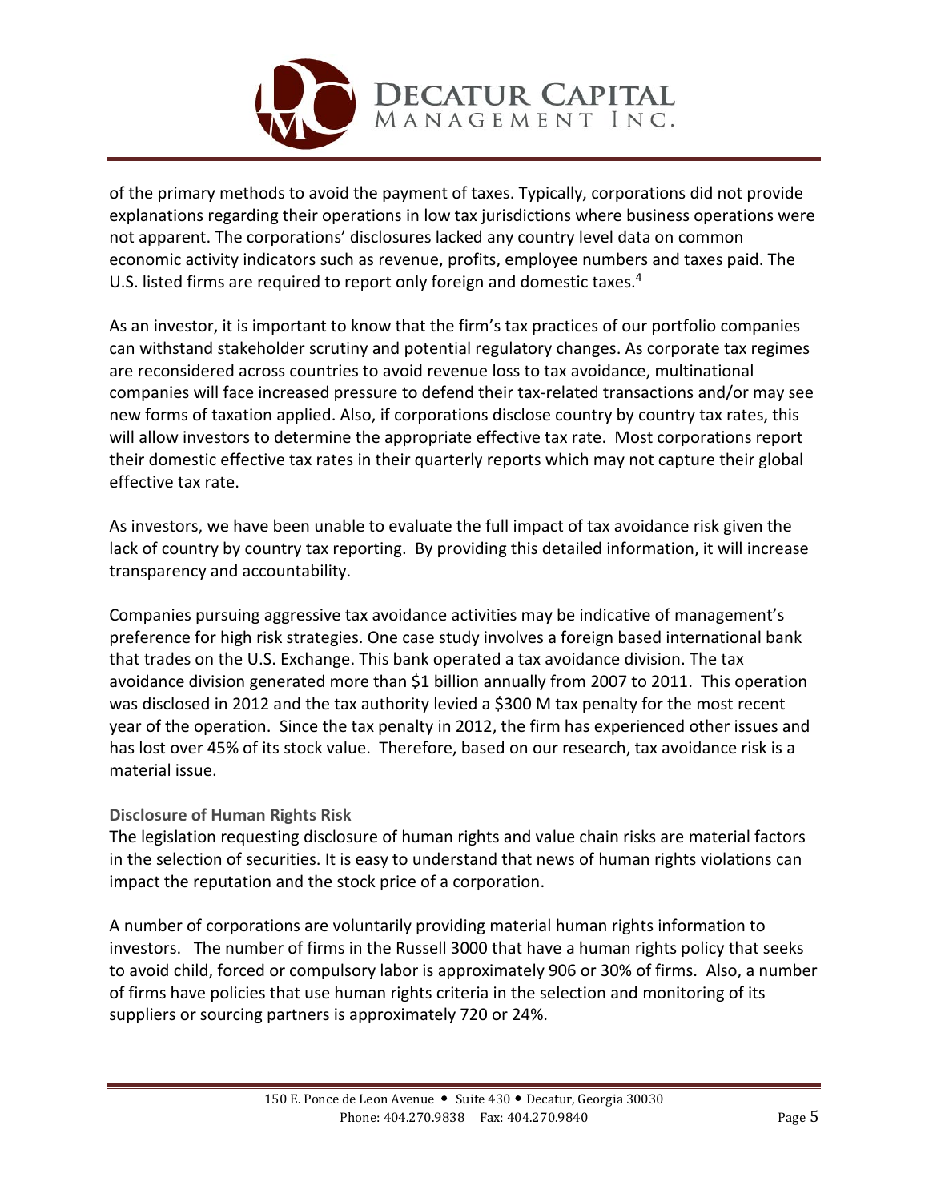of the primary methods to avoid the payment of taxes. Typically, corporations did not provide explanations regarding their operations in low tax jurisdictions where business operations were not apparent. The corporations' disclosures lacked any country level data on common economic activity indicators such as revenue, profits, employee numbers and taxes paid. The U.S. listed firms are required to report only foreign and domestic taxes.[4]

As an investor, it is important to know that the firm's tax practices of our portfolio companies can withstand stakeholder scrutiny and potential regulatory changes. As corporate tax regimes are reconsidered across countries to avoid revenue loss to tax avoidance, multinational companies will face increased pressure to defend their tax-related transactions and/or may see new forms of taxation applied. Also, if corporations disclose country by country tax rates, this will allow investors to determine the appropriate effective tax rate. Most corporations report their domestic effective tax rates in their quarterly reports which may not capture their global effective tax rate.

As investors, we have been unable to evaluate the full impact of tax avoidance risk given the lack of country by country tax reporting. By providing this detailed information, it will increase transparency and accountability.

Companies pursuing aggressive tax avoidance activities may be indicative of management's preference for high risk strategies. One case study involves a foreign based international bank that trades on the U.S. Exchange. This bank operated a tax avoidance division. The tax avoidance division generated more than $1 billion annually from 2007 to 2011. This operation was disclosed in 2012 and the tax authority levied a $300 M tax penalty for the most recent year of the operation. Since the tax penalty in 2012, the firm has experienced other issues and has lost over 45% of its stock value. Therefore, based on our research, tax avoidance risk is a material issue.

### Disclosure of Human Rights Risk

The legislation requesting disclosure of human rights and value chain risks are material factors in the selection of securities. It is easy to understand that news of human rights violations can impact the reputation and the stock price of a corporation.

A number of corporations are voluntarily providing material human rights information to investors. The number of firms in the Russell 3000 that have a human rights policy that seeks to avoid child, forced or compulsory labor is approximately 906 or 30% of firms. Also, a number of firms have policies that use human rights criteria in the selection and monitoring of its suppliers or sourcing partners is approximately 720 or 24%.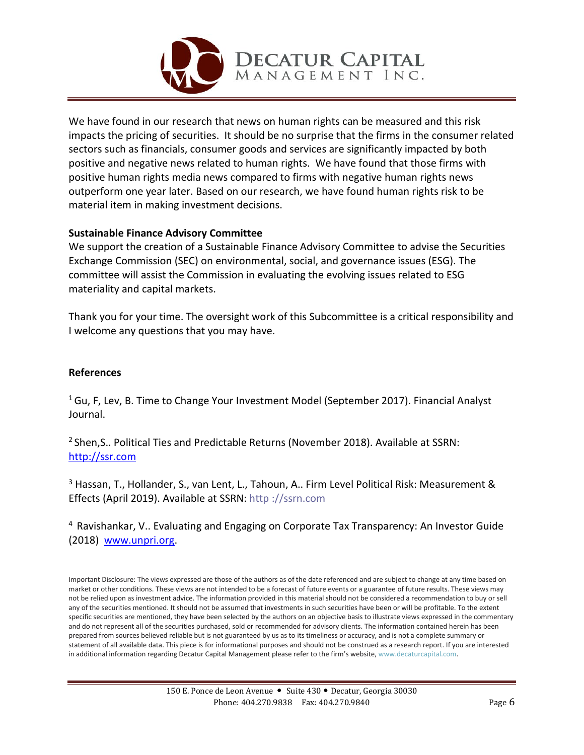We have found in our research that news on human rights can be measured and this risk impacts the pricing of securities. It should be no surprise that the firms in the consumer related sectors such as financials, consumer goods and services are significantly impacted by both positive and negative news related to human rights. We have found that those firms with positive human rights media news compared to firms with negative human rights news outperform one year later. Based on our research, we have found human rights risk to be material item in making investment decisions.

**Sustainable Finance Advisory Committee**

We support the creation of a Sustainable Finance Advisory Committee to advise the Securities Exchange Commission (SEC) on environmental, social, and governance issues (ESG). The committee will assist the Commission in evaluating the evolving issues related to ESG materiality and capital markets.

Thank you for your time. The oversight work of this Subcommittee is a critical responsibility and I welcome any questions that you may have.

**References**

[1] Gu, F, Lev, B. Time to Change Your Investment Model (September 2017). Financial Analyst Journal.

[2] Shen,S.. Political Ties and Predictable Returns (November 2018). Available at SSRN: http://ssr.com

[3] Hassan, T., Hollander, S., van Lent, L., Tahoun, A.. Firm Level Political Risk: Measurement & Effects (April 2019). Available at SSRN: http ://ssrn.com

[4] Ravishankar, V.. Evaluating and Engaging on Corporate Tax Transparency: An Investor Guide (2018) www.unpri.org.

Important Disclosure: The views expressed are those of the authors as of the date referenced and are subject to change at any time based on market or other conditions. These views are not intended to be a forecast of future events or a guarantee of future results. These views may not be relied upon as investment advice. The information provided in this material should not be considered a recommendation to buy or sell any of the securities mentioned. It should not be assumed that investments in such securities have been or will be profitable. To the extent specific securities are mentioned, they have been selected by the authors on an objective basis to illustrate views expressed in the commentary and do not represent all of the securities purchased, sold or recommended for advisory clients. The information contained herein has been prepared from sources believed reliable but is not guaranteed by us as to its timeliness or accuracy, and is not a complete summary or statement of all available data. This piece is for informational purposes and should not be construed as a research report. If you are interested in additional information regarding Decatur Capital Management please refer to the firm's website, www.decaturcapital.com.